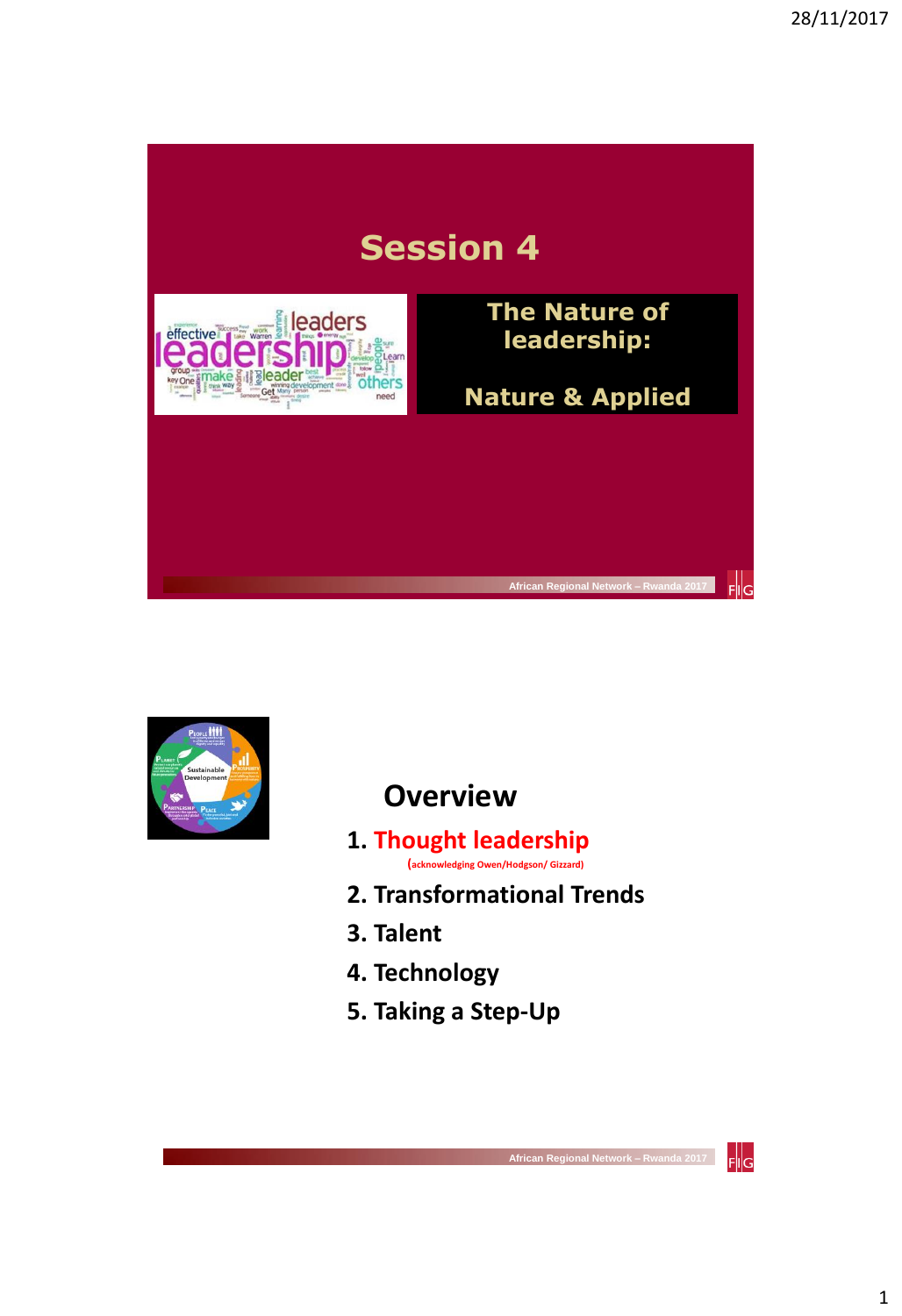# Session 4

## The Nature of leadership:

## Nature & Applied

## Overview

1. **Thought leadership**
   (acknowledging Owen/Hodgson/ Gizzard)
2. **Transformational Trends**
3. **Talent**
4. **Technology**
5. **Taking a Step-Up**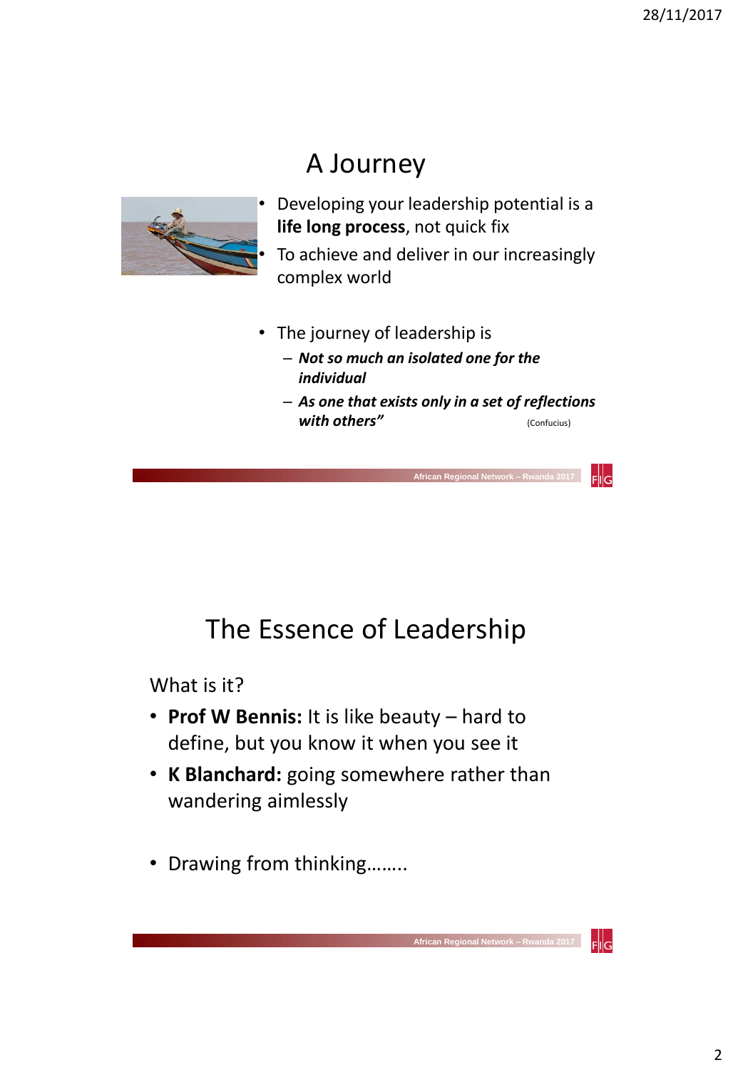# A Journey

- Developing your leadership potential is a **life long process**, not quick fix
- To achieve and deliver in our increasingly complex world

- The journey of leadership is
  - ***Not so much an isolated one for the individual***
  - ***As one that exists only in a set of reflections with others"*** (Confucius)

# The Essence of Leadership

What is it?

- **Prof W Bennis:** It is like beauty – hard to define, but you know it when you see it
- **K Blanchard:** going somewhere rather than wandering aimlessly

- Drawing from thinking……..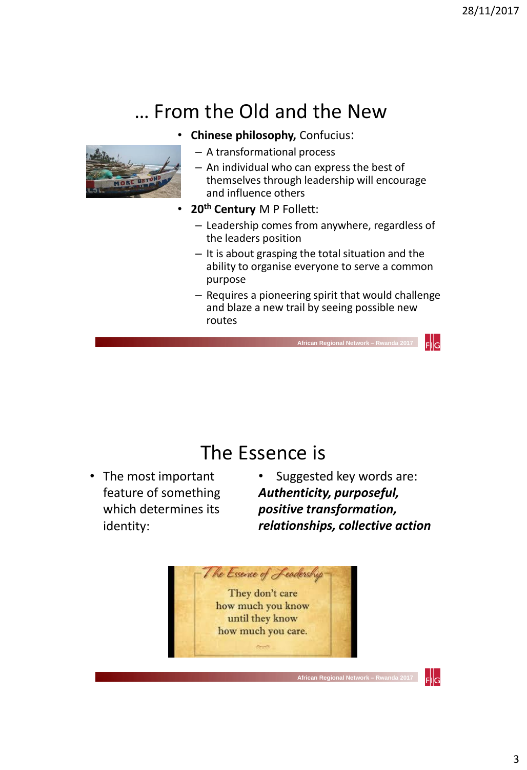## … From the Old and the New

- **Chinese philosophy,** Confucius:
  - A transformational process
  - An individual who can express the best of themselves through leadership will encourage and influence others
- **20th Century** M P Follett:
  - Leadership comes from anywhere, regardless of the leaders position
  - It is about grasping the total situation and the ability to organise everyone to serve a common purpose
  - Requires a pioneering spirit that would challenge and blaze a new trail by seeing possible new routes

## The Essence is

- The most important feature of something which determines its identity:
- Suggested key words are: ***Authenticity, purposeful, positive transformation, relationships, collective action***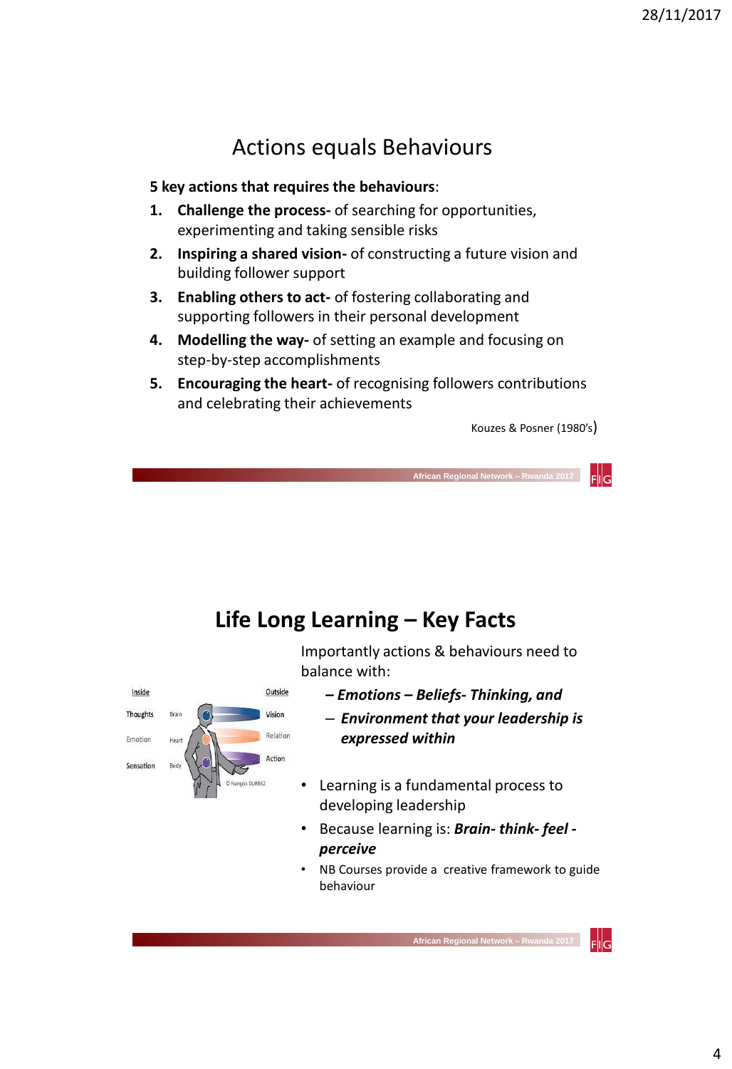## Actions equals Behaviours

**5 key actions that requires the behaviours**:

1. **Challenge the process-** of searching for opportunities, experimenting and taking sensible risks
2. **Inspiring a shared vision-** of constructing a future vision and building follower support
3. **Enabling others to act-** of fostering collaborating and supporting followers in their personal development
4. **Modelling the way-** of setting an example and focusing on step-by-step accomplishments
5. **Encouraging the heart-** of recognising followers contributions and celebrating their achievements

Kouzes & Posner (1980's)

## Life Long Learning – Key Facts

Importantly actions & behaviours need to balance with:

- ***– Emotions – Beliefs- Thinking, and***
- ***Environment that your leadership is expressed within***

- Learning is a fundamental process to developing leadership
- Because learning is: ***Brain- think- feel - perceive***
- NB Courses provide a creative framework to guide behaviour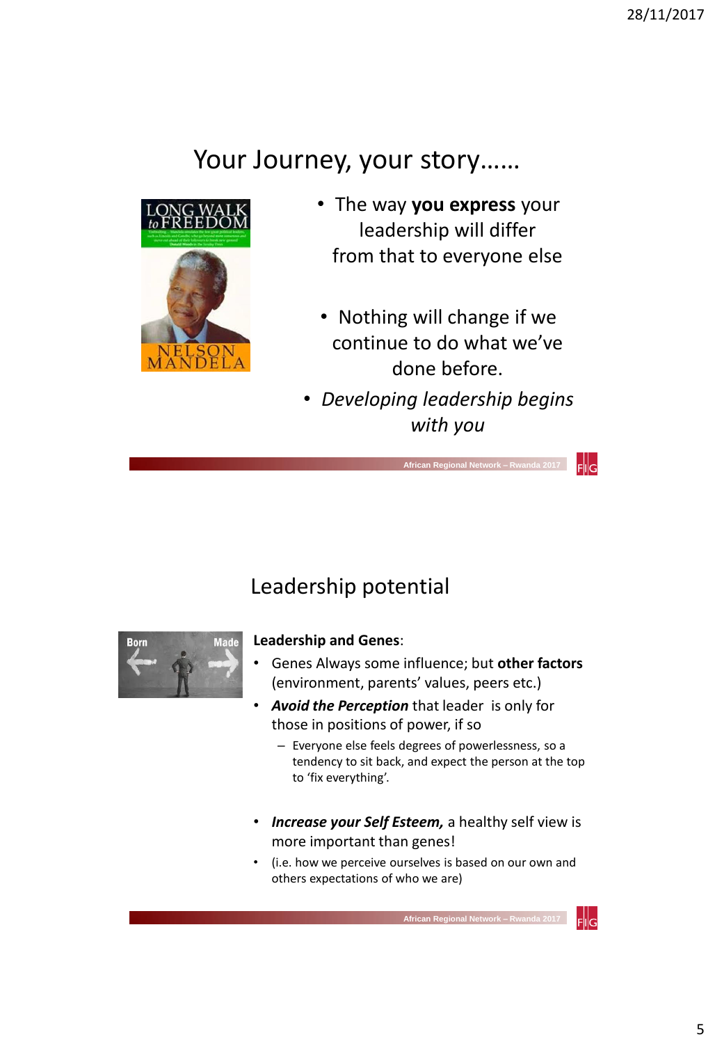## Your Journey, your story……

- The way **you express** your leadership will differ from that to everyone else
- Nothing will change if we continue to do what we've done before.
- *Developing leadership begins with you*

## Leadership potential

**Leadership and Genes**:

- Genes Always some influence; but **other factors** (environment, parents' values, peers etc.)
- ***Avoid the Perception*** that leader is only for those in positions of power, if so
  - Everyone else feels degrees of powerlessness, so a tendency to sit back, and expect the person at the top to 'fix everything'.
- ***Increase your Self Esteem,*** a healthy self view is more important than genes!
- (i.e. how we perceive ourselves is based on our own and others expectations of who we are)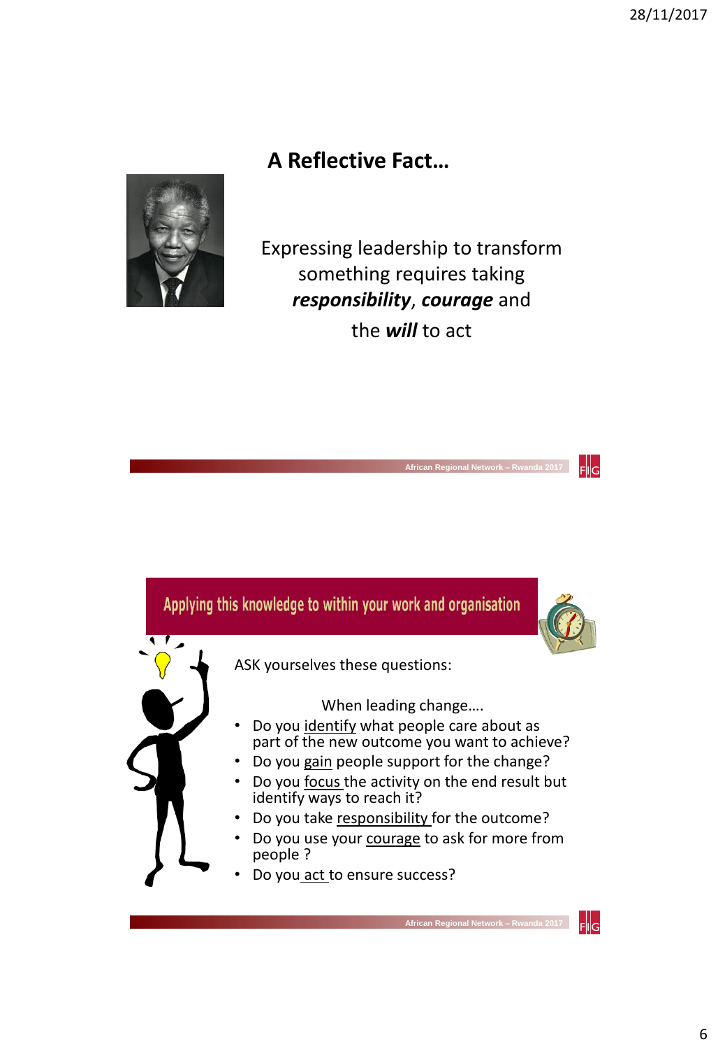## A Reflective Fact…

Expressing leadership to transform something requires taking ***responsibility***, ***courage*** and the ***will*** to act

## Applying this knowledge to within your work and organisation

ASK yourselves these questions:

When leading change….

- Do you identify what people care about as part of the new outcome you want to achieve?
- Do you gain people support for the change?
- Do you focus the activity on the end result but identify ways to reach it?
- Do you take responsibility for the outcome?
- Do you use your courage to ask for more from people ?
- Do you act to ensure success?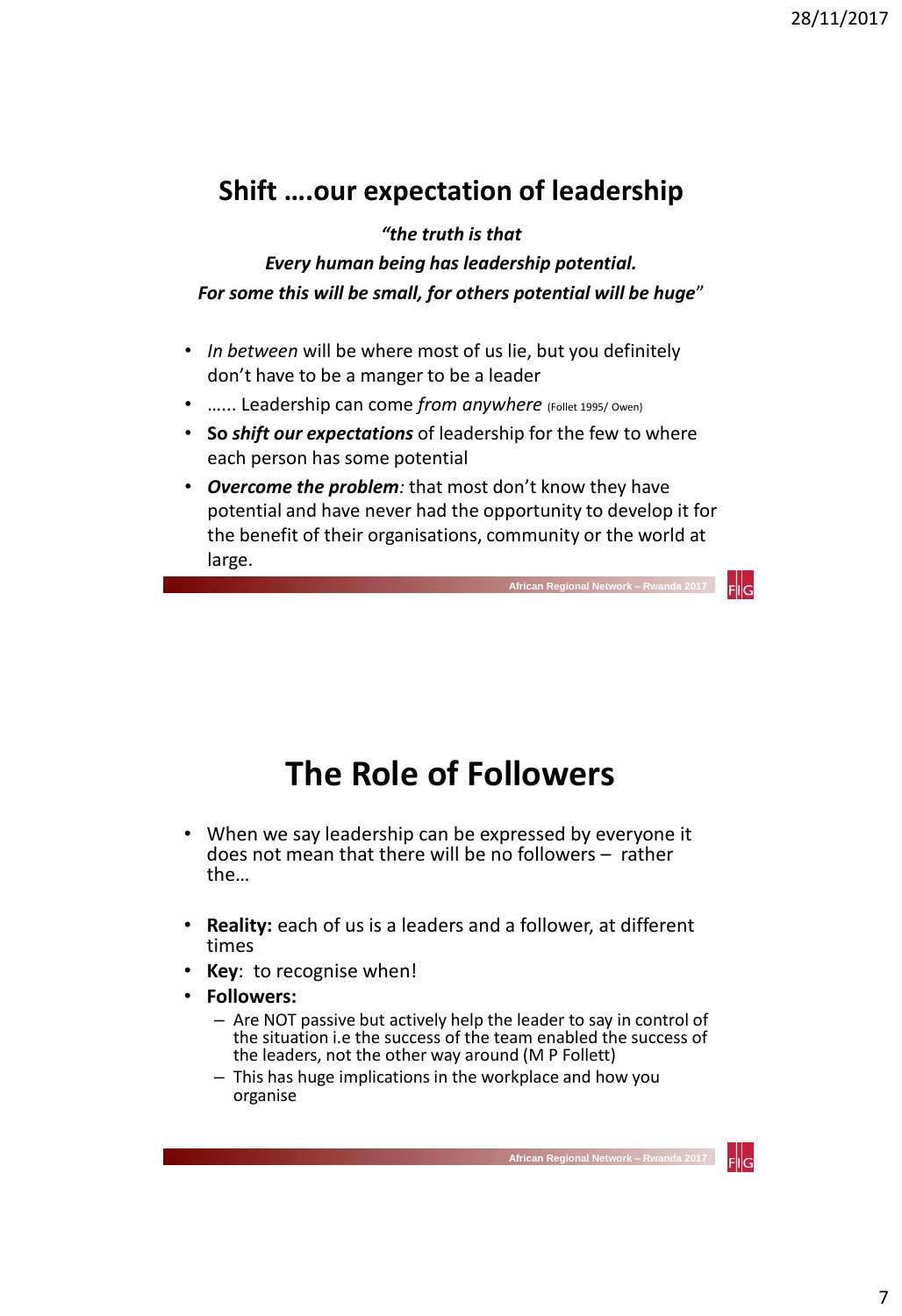## Shift ….our expectation of leadership

***"the truth is that***

***Every human being has leadership potential.***

***For some this will be small, for others potential will be huge"***

- *In between* will be where most of us lie, but you definitely don't have to be a manger to be a leader
- …… Leadership can come *from anywhere* (Follet 1995/ Owen)
- **So *shift our expectations*** of leadership for the few to where each person has some potential
- ***Overcome the problem**:* that most don't know they have potential and have never had the opportunity to develop it for the benefit of their organisations, community or the world at large.

## The Role of Followers

- When we say leadership can be expressed by everyone it does not mean that there will be no followers – rather the…
- **Reality:** each of us is a leaders and a follower, at different times
- **Key**: to recognise when!
- **Followers:**
  - Are NOT passive but actively help the leader to say in control of the situation i.e the success of the team enabled the success of the leaders, not the other way around (M P Follett)
  - This has huge implications in the workplace and how you organise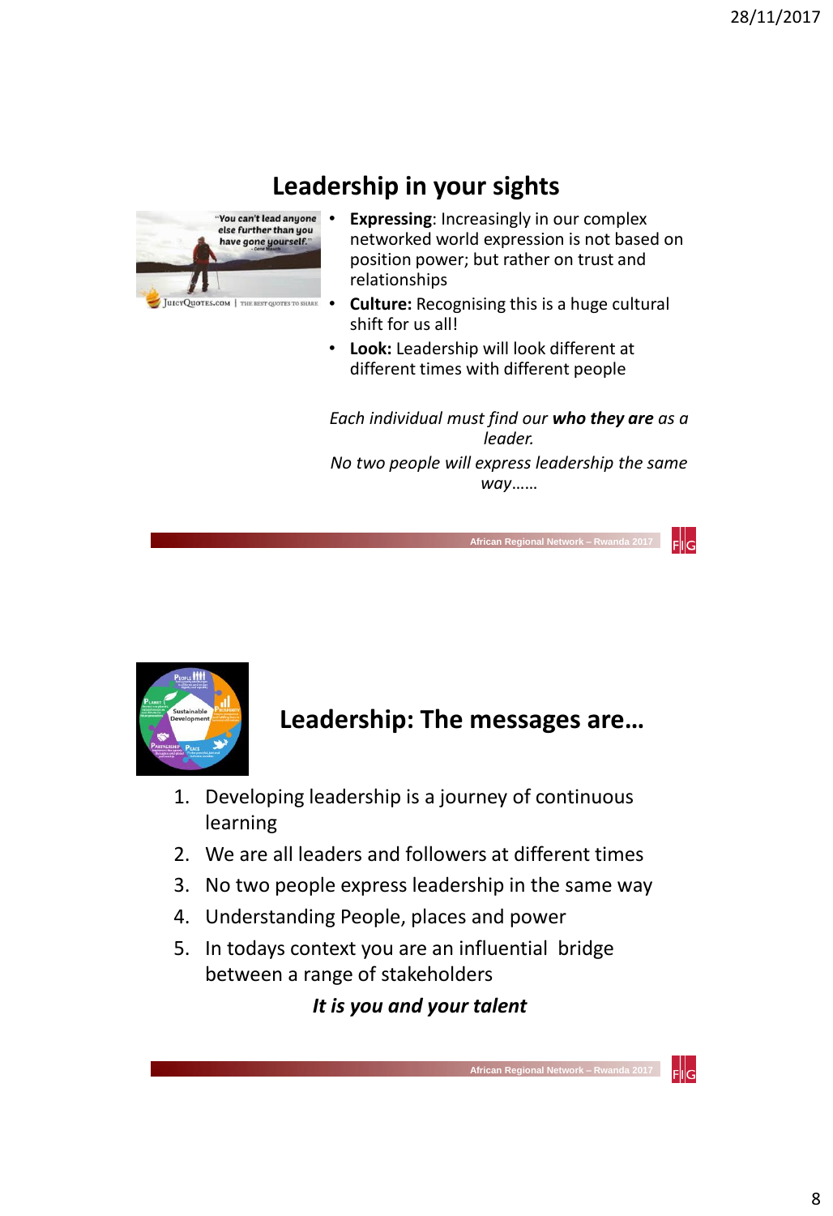## Leadership in your sights

- **Expressing**: Increasingly in our complex networked world expression is not based on position power; but rather on trust and relationships
- **Culture:** Recognising this is a huge cultural shift for us all!
- **Look:** Leadership will look different at different times with different people

*Each individual must find our **who they are** as a leader.*

*No two people will express leadership the same way……*

## Leadership: The messages are…

1. Developing leadership is a journey of continuous learning
2. We are all leaders and followers at different times
3. No two people express leadership in the same way
4. Understanding People, places and power
5. In todays context you are an influential bridge between a range of stakeholders

***It is you and your talent***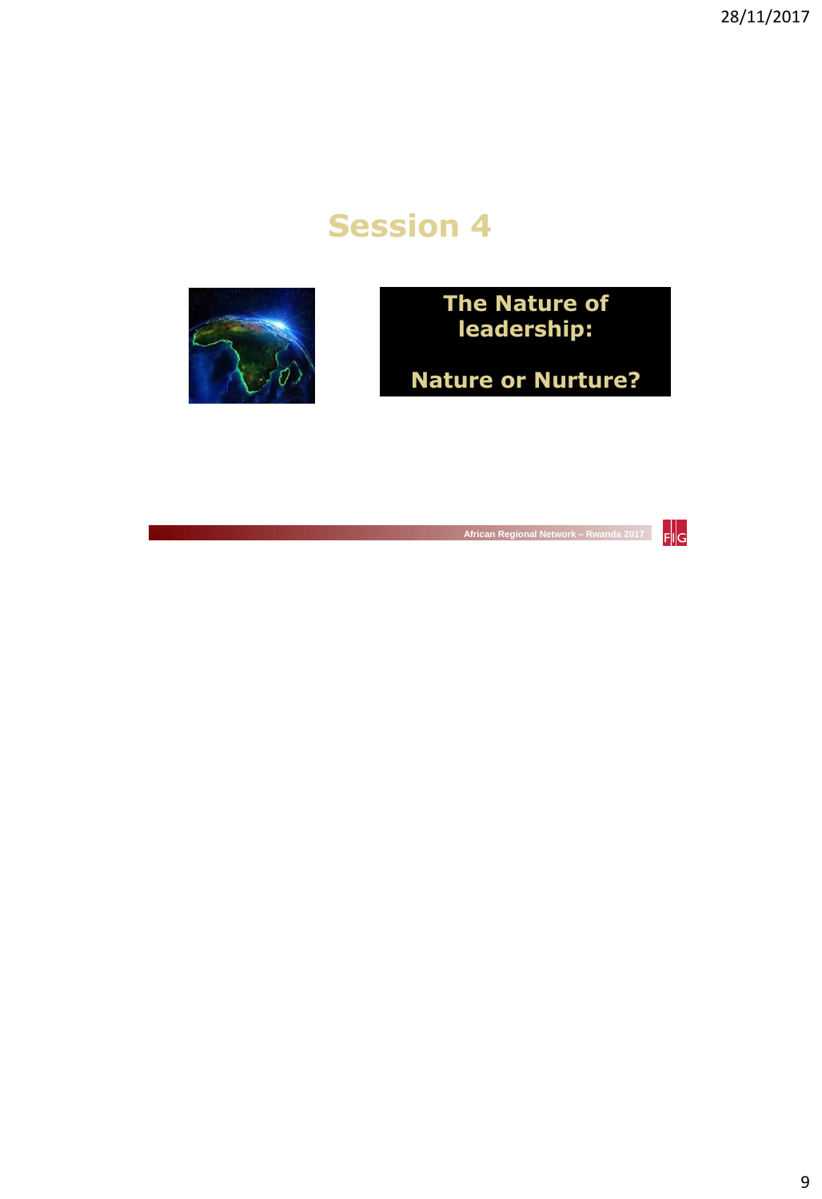# Session 4

**The Nature of leadership:**

**Nature or Nurture?**